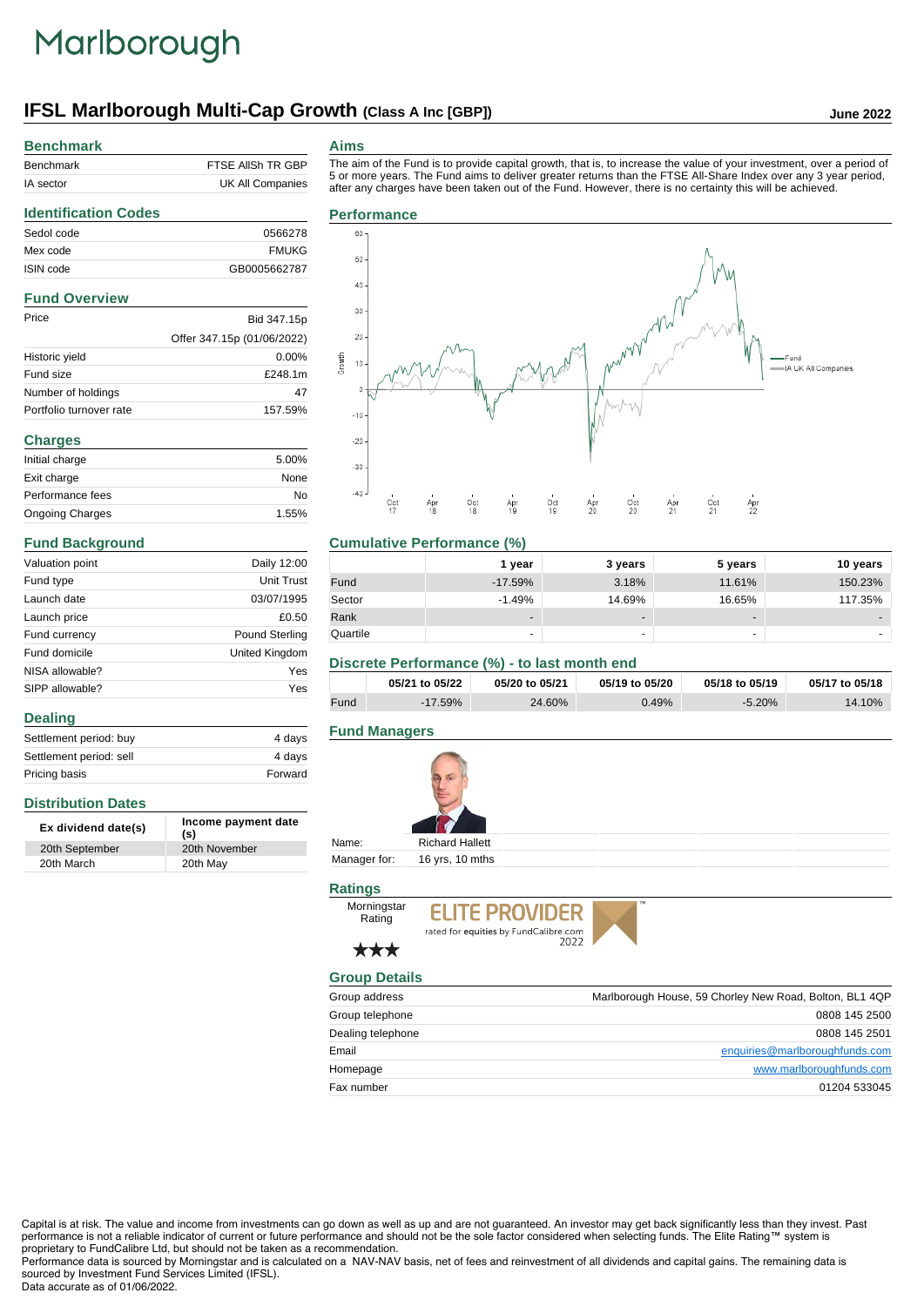# Marlborough

## IFSL Marlborough Multi-Cap Growth (Class A Inc [GBP])

**June 2022**

### Benchmark

| | |
|---|---|
| Benchmark | FTSE AllSh TR GBP |
| IA sector | UK All Companies |

### Identification Codes

| | |
|---|---|
| Sedol code | 0566278 |
| Mex code | FMUKG |
| ISIN code | GB0005662787 |

### Fund Overview

| | |
|---|---|
| Price | Bid 347.15p |
| | Offer 347.15p (01/06/2022) |
| Historic yield | 0.00% |
| Fund size | £248.1m |
| Number of holdings | 47 |
| Portfolio turnover rate | 157.59% |

### Charges

| | |
|---|---|
| Initial charge | 5.00% |
| Exit charge | None |
| Performance fees | No |
| Ongoing Charges | 1.55% |

### Fund Background

| | |
|---|---|
| Valuation point | Daily 12:00 |
| Fund type | Unit Trust |
| Launch date | 03/07/1995 |
| Launch price | £0.50 |
| Fund currency | Pound Sterling |
| Fund domicile | United Kingdom |
| NISA allowable? | Yes |
| SIPP allowable? | Yes |

### Dealing

| | |
|---|---|
| Settlement period: buy | 4 days |
| Settlement period: sell | 4 days |
| Pricing basis | Forward |

### Distribution Dates

| Ex dividend date(s) | Income payment date (s) |
|---|---|
| 20th September | 20th November |
| 20th March | 20th May |

### Aims

The aim of the Fund is to provide capital growth, that is, to increase the value of your investment, over a period of 5 or more years. The Fund aims to deliver greater returns than the FTSE All-Share Index over any 3 year period, after any charges have been taken out of the Fund. However, there is no certainty this will be achieved.

### Performance

Growth chart (Oct 17 – Apr 22): Fund vs IA UK All Companies

### Cumulative Performance (%)

| | 1 year | 3 years | 5 years | 10 years |
|---|---|---|---|---|
| Fund | -17.59% | 3.18% | 11.61% | 150.23% |
| Sector | -1.49% | 14.69% | 16.65% | 117.35% |
| Rank | - | - | - | - |
| Quartile | - | - | - | - |

### Discrete Performance (%) - to last month end

| | 05/21 to 05/22 | 05/20 to 05/21 | 05/19 to 05/20 | 05/18 to 05/19 | 05/17 to 05/18 |
|---|---|---|---|---|---|
| Fund | -17.59% | 24.60% | 0.49% | -5.20% | 14.10% |

### Fund Managers

| | |
|---|---|
| Name: | Richard Hallett |
| Manager for: | 16 yrs, 10 mths |

### Ratings

Morningstar Rating ★★★

ELITE PROVIDER rated for equities by FundCalibre.com 2022

### Group Details

| | |
|---|---|
| Group address | Marlborough House, 59 Chorley New Road, Bolton, BL1 4QP |
| Group telephone | 0808 145 2500 |
| Dealing telephone | 0808 145 2501 |
| Email | enquiries@marlboroughfunds.com |
| Homepage | www.marlboroughfunds.com |
| Fax number | 01204 533045 |

Capital is at risk. The value and income from investments can go down as well as up and are not guaranteed. An investor may get back significantly less than they invest. Past performance is not a reliable indicator of current or future performance and should not be the sole factor considered when selecting funds. The Elite Rating™ system is proprietary to FundCalibre Ltd, but should not be taken as a recommendation.
Performance data is sourced by Morningstar and is calculated on a NAV-NAV basis, net of fees and reinvestment of all dividends and capital gains. The remaining data is sourced by Investment Fund Services Limited (IFSL).
Data accurate as of 01/06/2022.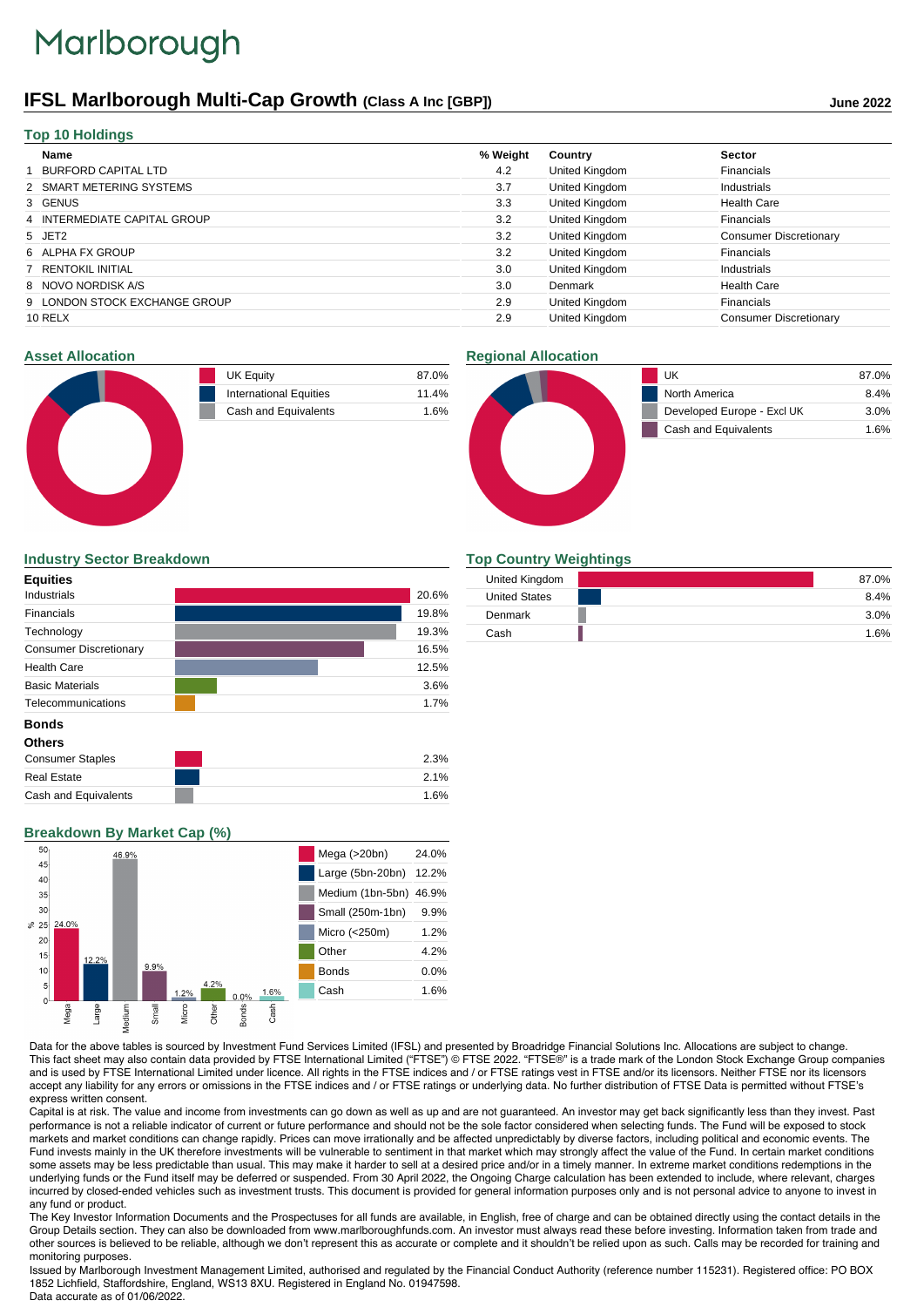Marlborough

# IFSL Marlborough Multi-Cap Growth (Class A Inc [GBP])

June 2022

## Top 10 Holdings

| | Name | % Weight | Country | Sector |
|---|---|---|---|---|
| 1 | BURFORD CAPITAL LTD | 4.2 | United Kingdom | Financials |
| 2 | SMART METERING SYSTEMS | 3.7 | United Kingdom | Industrials |
| 3 | GENUS | 3.3 | United Kingdom | Health Care |
| 4 | INTERMEDIATE CAPITAL GROUP | 3.2 | United Kingdom | Financials |
| 5 | JET2 | 3.2 | United Kingdom | Consumer Discretionary |
| 6 | ALPHA FX GROUP | 3.2 | United Kingdom | Financials |
| 7 | RENTOKIL INITIAL | 3.0 | United Kingdom | Industrials |
| 8 | NOVO NORDISK A/S | 3.0 | Denmark | Health Care |
| 9 | LONDON STOCK EXCHANGE GROUP | 2.9 | United Kingdom | Financials |
| 10 | RELX | 2.9 | United Kingdom | Consumer Discretionary |

## Asset Allocation

| | |
|---|---|
| UK Equity | 87.0% |
| International Equities | 11.4% |
| Cash and Equivalents | 1.6% |

## Regional Allocation

| | |
|---|---|
| UK | 87.0% |
| North America | 8.4% |
| Developed Europe - Excl UK | 3.0% |
| Cash and Equivalents | 1.6% |

## Industry Sector Breakdown

**Equities**

Industrials 20.6%
Financials 19.8%
Technology 19.3%
Consumer Discretionary 16.5%
Health Care 12.5%
Basic Materials 3.6%
Telecommunications 1.7%

**Bonds**

**Others**

Consumer Staples 2.3%
Real Estate 2.1%
Cash and Equivalents 1.6%

## Top Country Weightings

United Kingdom 87.0%
United States 8.4%
Denmark 3.0%
Cash 1.6%

## Breakdown By Market Cap (%)

| | |
|---|---|
| Mega (>20bn) | 24.0% |
| Large (5bn-20bn) | 12.2% |
| Medium (1bn-5bn) | 46.9% |
| Small (250m-1bn) | 9.9% |
| Micro (<250m) | 1.2% |
| Other | 4.2% |
| Bonds | 0.0% |
| Cash | 1.6% |

Data for the above tables is sourced by Investment Fund Services Limited (IFSL) and presented by Broadridge Financial Solutions Inc. Allocations are subject to change. This fact sheet may also contain data provided by FTSE International Limited ("FTSE") © FTSE 2022. "FTSE®" is a trade mark of the London Stock Exchange Group companies and is used by FTSE International Limited under licence. All rights in the FTSE indices and / or FTSE ratings vest in FTSE and/or its licensors. Neither FTSE nor its licensors accept any liability for any errors or omissions in the FTSE indices and / or FTSE ratings or underlying data. No further distribution of FTSE Data is permitted without FTSE's express written consent.

Capital is at risk. The value and income from investments can go down as well as up and are not guaranteed. An investor may get back significantly less than they invest. Past performance is not a reliable indicator of current or future performance and should not be the sole factor considered when selecting funds. The Fund will be exposed to stock markets and market conditions can change rapidly. Prices can move irrationally and be affected unpredictably by diverse factors, including political and economic events. The Fund invests mainly in the UK therefore investments will be vulnerable to sentiment in that market which may strongly affect the value of the Fund. In certain market conditions some assets may be less predictable than usual. This may make it harder to sell at a desired price and/or in a timely manner. In extreme market conditions redemptions in the underlying funds or the Fund itself may be deferred or suspended. From 30 April 2022, the Ongoing Charge calculation has been extended to include, where relevant, charges incurred by closed-ended vehicles such as investment trusts. This document is provided for general information purposes only and is not personal advice to anyone to invest in any fund or product.

The Key Investor Information Documents and the Prospectuses for all funds are available, in English, free of charge and can be obtained directly using the contact details in the Group Details section. They can also be downloaded from www.marlboroughfunds.com. An investor must always read these before investing. Information taken from trade and other sources is believed to be reliable, although we don't represent this as accurate or complete and it shouldn't be relied upon as such. Calls may be recorded for training and monitoring purposes.

Issued by Marlborough Investment Management Limited, authorised and regulated by the Financial Conduct Authority (reference number 115231). Registered office: PO BOX 1852 Lichfield, Staffordshire, England, WS13 8XU. Registered in England No. 01947598.

Data accurate as of 01/06/2022.